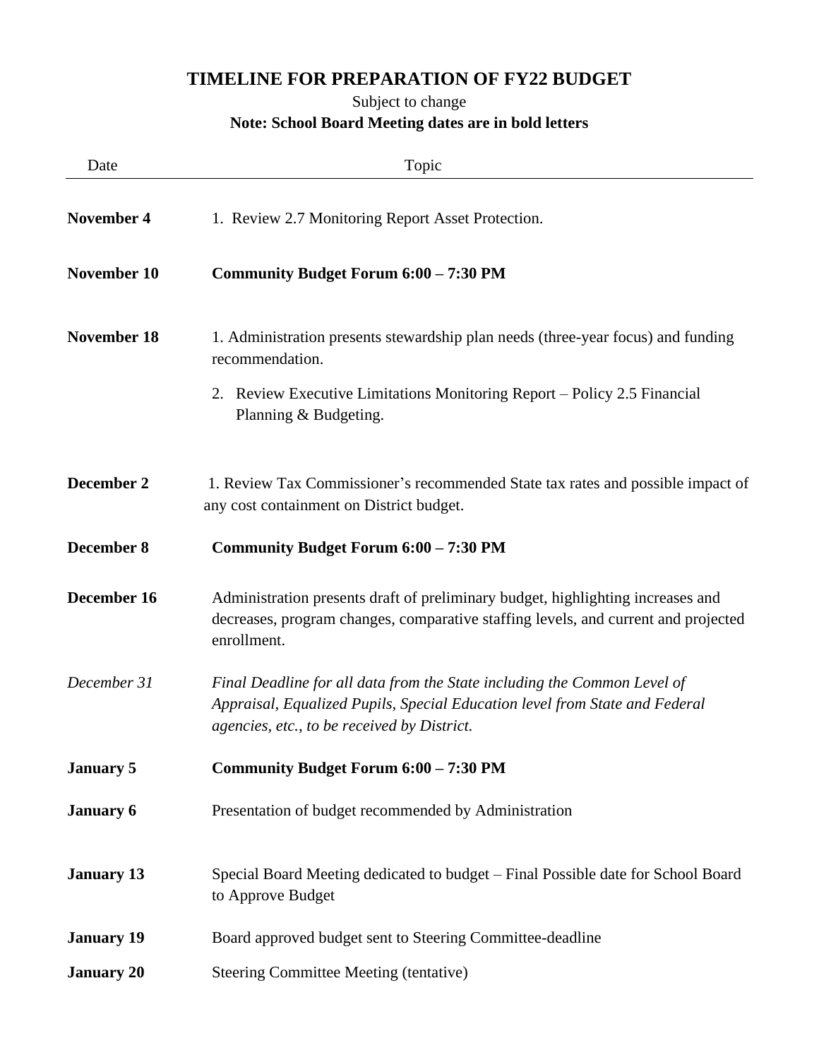# TIMELINE FOR PREPARATION OF FY22 BUDGET

Subject to change

**Note: School Board Meeting dates are in bold letters**

| Date | Topic |
|---|---|
| **November 4** | 1. Review 2.7 Monitoring Report Asset Protection. |
| **November 10** | **Community Budget Forum 6:00 – 7:30 PM** |
| **November 18** | 1. Administration presents stewardship plan needs (three-year focus) and funding recommendation.<br>2. Review Executive Limitations Monitoring Report – Policy 2.5 Financial Planning & Budgeting. |
| **December 2** | 1. Review Tax Commissioner's recommended State tax rates and possible impact of any cost containment on District budget. |
| **December 8** | **Community Budget Forum 6:00 – 7:30 PM** |
| **December 16** | Administration presents draft of preliminary budget, highlighting increases and decreases, program changes, comparative staffing levels, and current and projected enrollment. |
| *December 31* | *Final Deadline for all data from the State including the Common Level of Appraisal, Equalized Pupils, Special Education level from State and Federal agencies, etc., to be received by District.* |
| **January 5** | **Community Budget Forum 6:00 – 7:30 PM** |
| **January 6** | Presentation of budget recommended by Administration |
| **January 13** | Special Board Meeting dedicated to budget – Final Possible date for School Board to Approve Budget |
| **January 19** | Board approved budget sent to Steering Committee-deadline |
| **January 20** | Steering Committee Meeting (tentative) |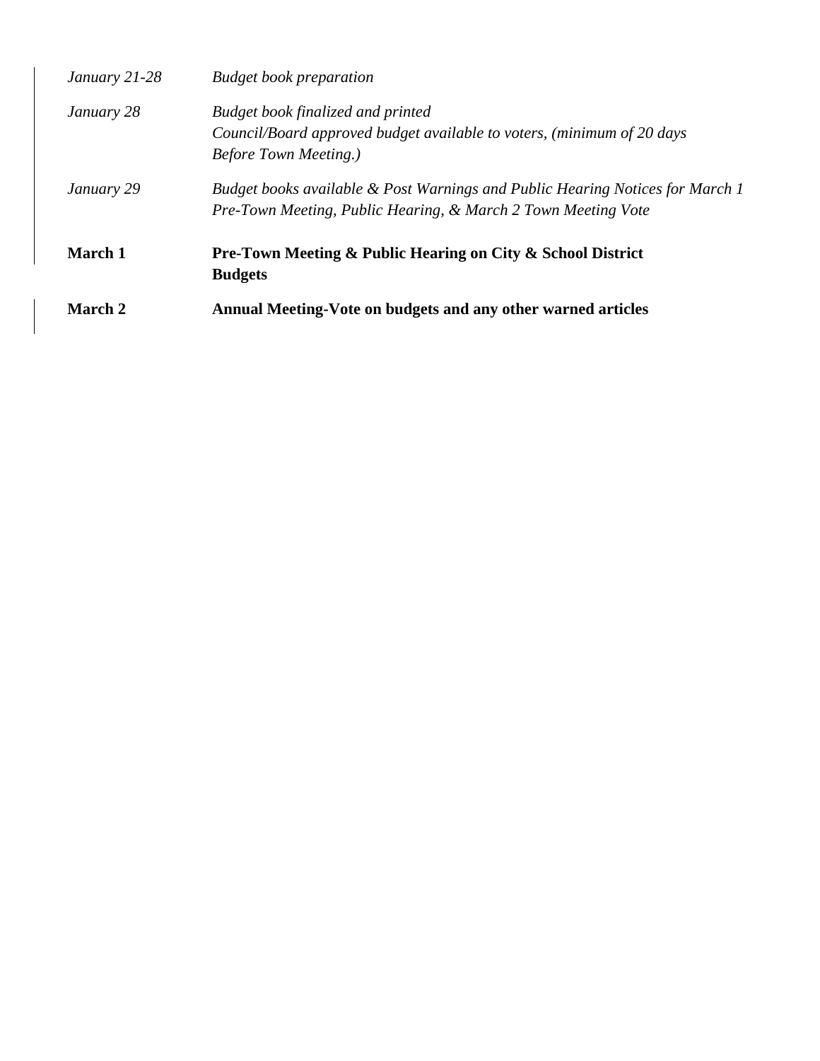| | |
|---|---|
| *January 21-28* | *Budget book preparation* |
| *January 28* | *Budget book finalized and printed*<br>*Council/Board approved budget available to voters, (minimum of 20 days Before Town Meeting.)* |
| *January 29* | *Budget books available & Post Warnings and Public Hearing Notices for March 1 Pre-Town Meeting, Public Hearing, & March 2 Town Meeting Vote* |
| **March 1** | **Pre-Town Meeting & Public Hearing on City & School District Budgets** |
| **March 2** | **Annual Meeting-Vote on budgets and any other warned articles** |